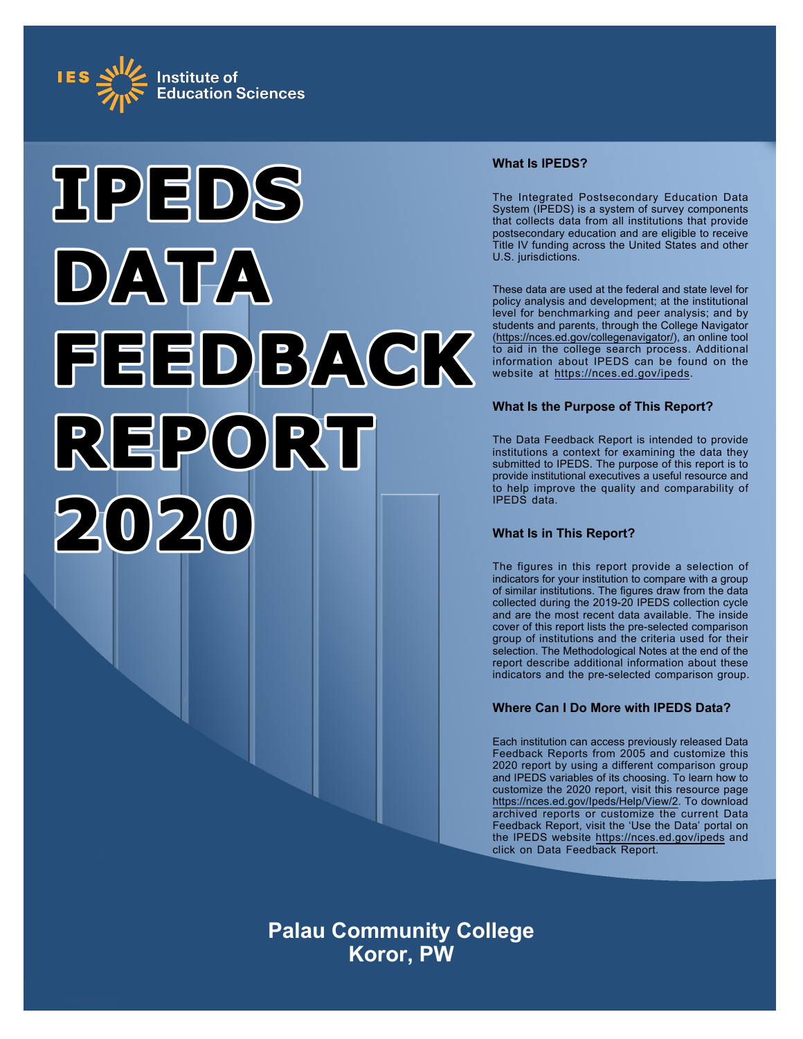IES Institute of Education Sciences

# IPEDS DATA FEEDBACK REPORT 2020

### What Is IPEDS?

The Integrated Postsecondary Education Data System (IPEDS) is a system of survey components that collects data from all institutions that provide postsecondary education and are eligible to receive Title IV funding across the United States and other U.S. jurisdictions.

These data are used at the federal and state level for policy analysis and development; at the institutional level for benchmarking and peer analysis; and by students and parents, through the College Navigator (https://nces.ed.gov/collegenavigator/), an online tool to aid in the college search process. Additional information about IPEDS can be found on the website at https://nces.ed.gov/ipeds.

### What Is the Purpose of This Report?

The Data Feedback Report is intended to provide institutions a context for examining the data they submitted to IPEDS. The purpose of this report is to provide institutional executives a useful resource and to help improve the quality and comparability of IPEDS data.

### What Is in This Report?

The figures in this report provide a selection of indicators for your institution to compare with a group of similar institutions. The figures draw from the data collected during the 2019-20 IPEDS collection cycle and are the most recent data available. The inside cover of this report lists the pre-selected comparison group of institutions and the criteria used for their selection. The Methodological Notes at the end of the report describe additional information about these indicators and the pre-selected comparison group.

### Where Can I Do More with IPEDS Data?

Each institution can access previously released Data Feedback Reports from 2005 and customize this 2020 report by using a different comparison group and IPEDS variables of its choosing. To learn how to customize the 2020 report, visit this resource page https://nces.ed.gov/Ipeds/Help/View/2. To download archived reports or customize the current Data Feedback Report, visit the 'Use the Data' portal on the IPEDS website https://nces.ed.gov/ipeds and click on Data Feedback Report.

**Palau Community College**
**Koror, PW**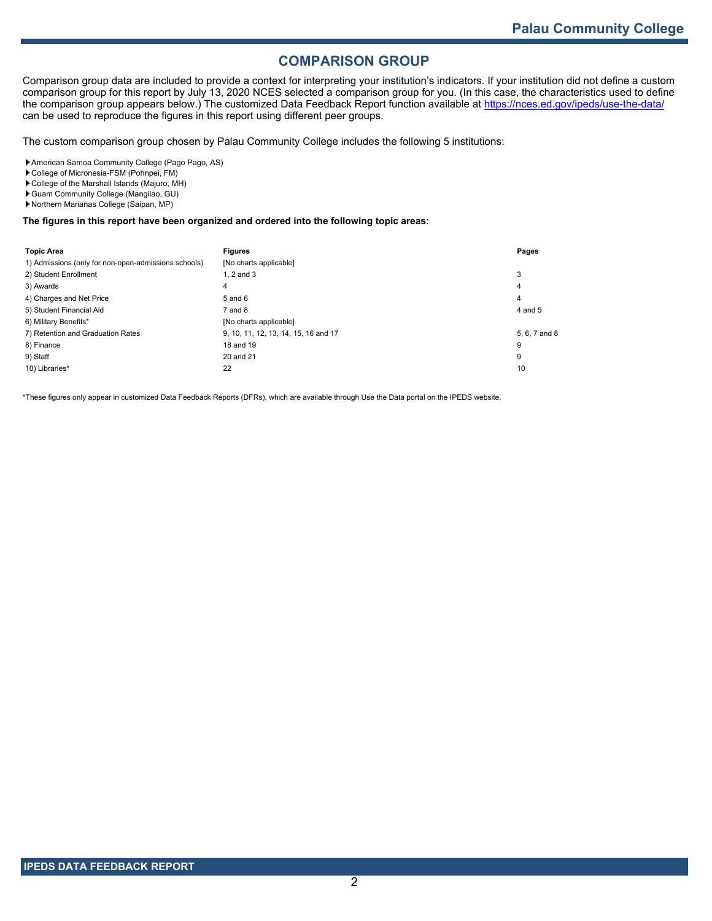# COMPARISON GROUP

Comparison group data are included to provide a context for interpreting your institution's indicators. If your institution did not define a custom comparison group for this report by July 13, 2020 NCES selected a comparison group for you. (In this case, the characteristics used to define the comparison group appears below.) The customized Data Feedback Report function available at https://nces.ed.gov/ipeds/use-the-data/ can be used to reproduce the figures in this report using different peer groups.

The custom comparison group chosen by Palau Community College includes the following 5 institutions:

- American Samoa Community College (Pago Pago, AS)
- College of Micronesia-FSM (Pohnpei, FM)
- College of the Marshall Islands (Majuro, MH)
- Guam Community College (Mangilao, GU)
- Northern Marianas College (Saipan, MP)

**The figures in this report have been organized and ordered into the following topic areas:**

| Topic Area | Figures | Pages |
| --- | --- | --- |
| 1) Admissions (only for non-open-admissions schools) | [No charts applicable] | |
| 2) Student Enrollment | 1, 2 and 3 | 3 |
| 3) Awards | 4 | 4 |
| 4) Charges and Net Price | 5 and 6 | 4 |
| 5) Student Financial Aid | 7 and 8 | 4 and 5 |
| 6) Military Benefits* | [No charts applicable] | |
| 7) Retention and Graduation Rates | 9, 10, 11, 12, 13, 14, 15, 16 and 17 | 5, 6, 7 and 8 |
| 8) Finance | 18 and 19 | 9 |
| 9) Staff | 20 and 21 | 9 |
| 10) Libraries* | 22 | 10 |

*These figures only appear in customized Data Feedback Reports (DFRs), which are available through Use the Data portal on the IPEDS website.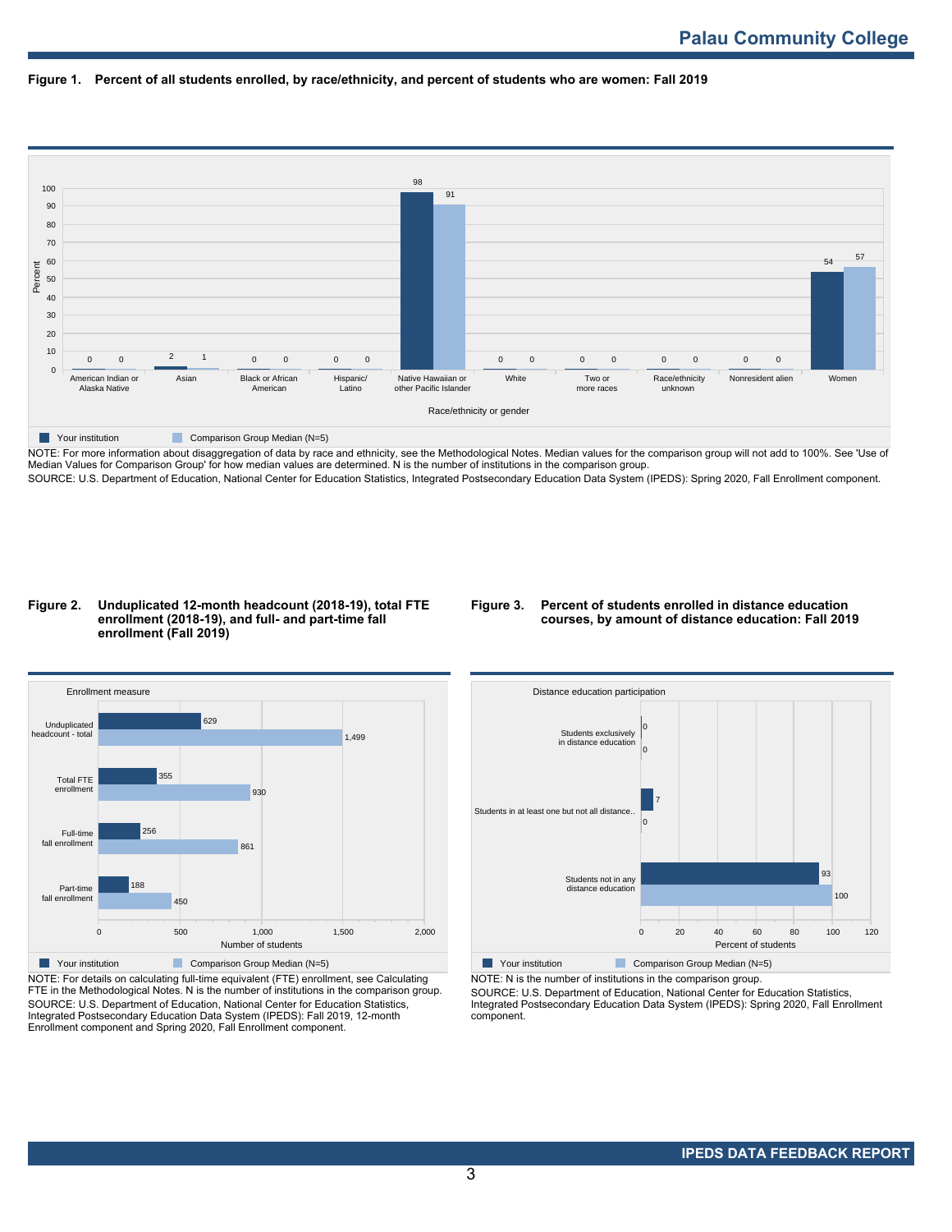**Figure 1. Percent of all students enrolled, by race/ethnicity, and percent of students who are women: Fall 2019**

Percent

100
90
80
70
60
50
40
30
20
10
0

American Indian or Alaska Native: 0, 0
Asian: 2, 1
Black or African American: 0, 0
Hispanic/ Latino: 0, 0
Native Hawaiian or other Pacific Islander: 98, 91
White: 0, 0
Two or more races: 0, 0
Race/ethnicity unknown: 0, 0
Nonresident alien: 0, 0
Women: 54, 57

Race/ethnicity or gender

Your institution
Comparison Group Median (N=5)

NOTE: For more information about disaggregation of data by race and ethnicity, see the Methodological Notes. Median values for the comparison group will not add to 100%. See 'Use of Median Values for Comparison Group' for how median values are determined. N is the number of institutions in the comparison group.
SOURCE: U.S. Department of Education, National Center for Education Statistics, Integrated Postsecondary Education Data System (IPEDS): Spring 2020, Fall Enrollment component.

**Figure 2. Unduplicated 12-month headcount (2018-19), total FTE enrollment (2018-19), and full- and part-time fall enrollment (Fall 2019)**

Enrollment measure

Unduplicated headcount - total: 629, 1,499
Total FTE enrollment: 355, 930
Full-time fall enrollment: 256, 861
Part-time fall enrollment: 188, 450

0
500
1,000
1,500
2,000

Number of students

Your institution
Comparison Group Median (N=5)

NOTE: For details on calculating full-time equivalent (FTE) enrollment, see Calculating FTE in the Methodological Notes. N is the number of institutions in the comparison group.
SOURCE: U.S. Department of Education, National Center for Education Statistics, Integrated Postsecondary Education Data System (IPEDS): Fall 2019, 12-month Enrollment component and Spring 2020, Fall Enrollment component.

**Figure 3. Percent of students enrolled in distance education courses, by amount of distance education: Fall 2019**

Distance education participation

Students exclusively in distance education: 0, 0
Students in at least one but not all distance..: 7, 0
Students not in any distance education: 93, 100

0
20
40
60
80
100
120

Percent of students

Your institution
Comparison Group Median (N=5)

NOTE: N is the number of institutions in the comparison group.
SOURCE: U.S. Department of Education, National Center for Education Statistics, Integrated Postsecondary Education Data System (IPEDS): Spring 2020, Fall Enrollment component.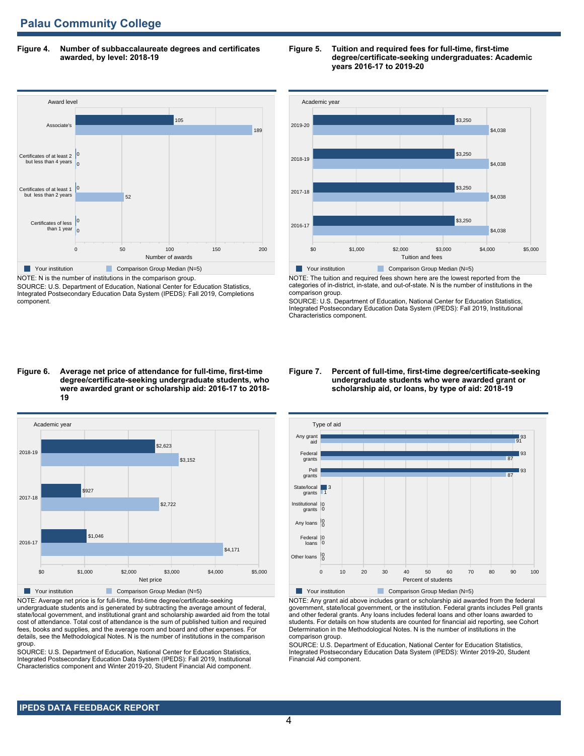## Palau Community College

**Figure 4. Number of subbaccalaureate degrees and certificates awarded, by level: 2018-19**

Award level

Associate's
105
189

Certificates of at least 2 but less than 4 years
0
0

Certificates of at least 1 but less than 2 years
0
52

Certificates of less than 1 year
0
0

0 50 100 150 200
Number of awards

Your institution | Comparison Group Median (N=5)

NOTE: N is the number of institutions in the comparison group.
SOURCE: U.S. Department of Education, National Center for Education Statistics, Integrated Postsecondary Education Data System (IPEDS): Fall 2019, Completions component.

**Figure 5. Tuition and required fees for full-time, first-time degree/certificate-seeking undergraduates: Academic years 2016-17 to 2019-20**

Academic year

2019-20
$3,250
$4,038

2018-19
$3,250
$4,038

2017-18
$3,250
$4,038

2016-17
$3,250
$4,038

$0 $1,000 $2,000 $3,000 $4,000 $5,000
Tuition and fees

Your institution | Comparison Group Median (N=5)

NOTE: The tuition and required fees shown here are the lowest reported from the categories of in-district, in-state, and out-of-state. N is the number of institutions in the comparison group.
SOURCE: U.S. Department of Education, National Center for Education Statistics, Integrated Postsecondary Education Data System (IPEDS): Fall 2019, Institutional Characteristics component.

**Figure 6. Average net price of attendance for full-time, first-time degree/certificate-seeking undergraduate students, who were awarded grant or scholarship aid: 2016-17 to 2018-19**

Academic year

2018-19
$2,623
$3,152

2017-18
$927
$2,722

2016-17
$1,046
$4,171

$0 $1,000 $2,000 $3,000 $4,000 $5,000
Net price

Your institution | Comparison Group Median (N=5)

NOTE: Average net price is for full-time, first-time degree/certificate-seeking undergraduate students and is generated by subtracting the average amount of federal, state/local government, and institutional grant and scholarship awarded aid from the total cost of attendance. Total cost of attendance is the sum of published tuition and required fees, books and supplies, and the average room and board and other expenses. For details, see the Methodological Notes. N is the number of institutions in the comparison group.
SOURCE: U.S. Department of Education, National Center for Education Statistics, Integrated Postsecondary Education Data System (IPEDS): Fall 2019, Institutional Characteristics component and Winter 2019-20, Student Financial Aid component.

**Figure 7. Percent of full-time, first-time degree/certificate-seeking undergraduate students who were awarded grant or scholarship aid, or loans, by type of aid: 2018-19**

Type of aid

Any grant aid
93
91

Federal grants
93
87

Pell grants
93
87

State/local grants
3
1

Institutional grants
0
0

Any loans
0
0

Federal loans
0
0

Other loans
0
0

0 10 20 30 40 50 60 70 80 90 100
Percent of students

Your institution | Comparison Group Median (N=5)

NOTE: Any grant aid above includes grant or scholarship aid awarded from the federal government, state/local government, or the institution. Federal grants includes Pell grants and other federal grants. Any loans includes federal loans and other loans awarded to students. For details on how students are counted for financial aid reporting, see Cohort Determination in the Methodological Notes. N is the number of institutions in the comparison group.
SOURCE: U.S. Department of Education, National Center for Education Statistics, Integrated Postsecondary Education Data System (IPEDS): Winter 2019-20, Student Financial Aid component.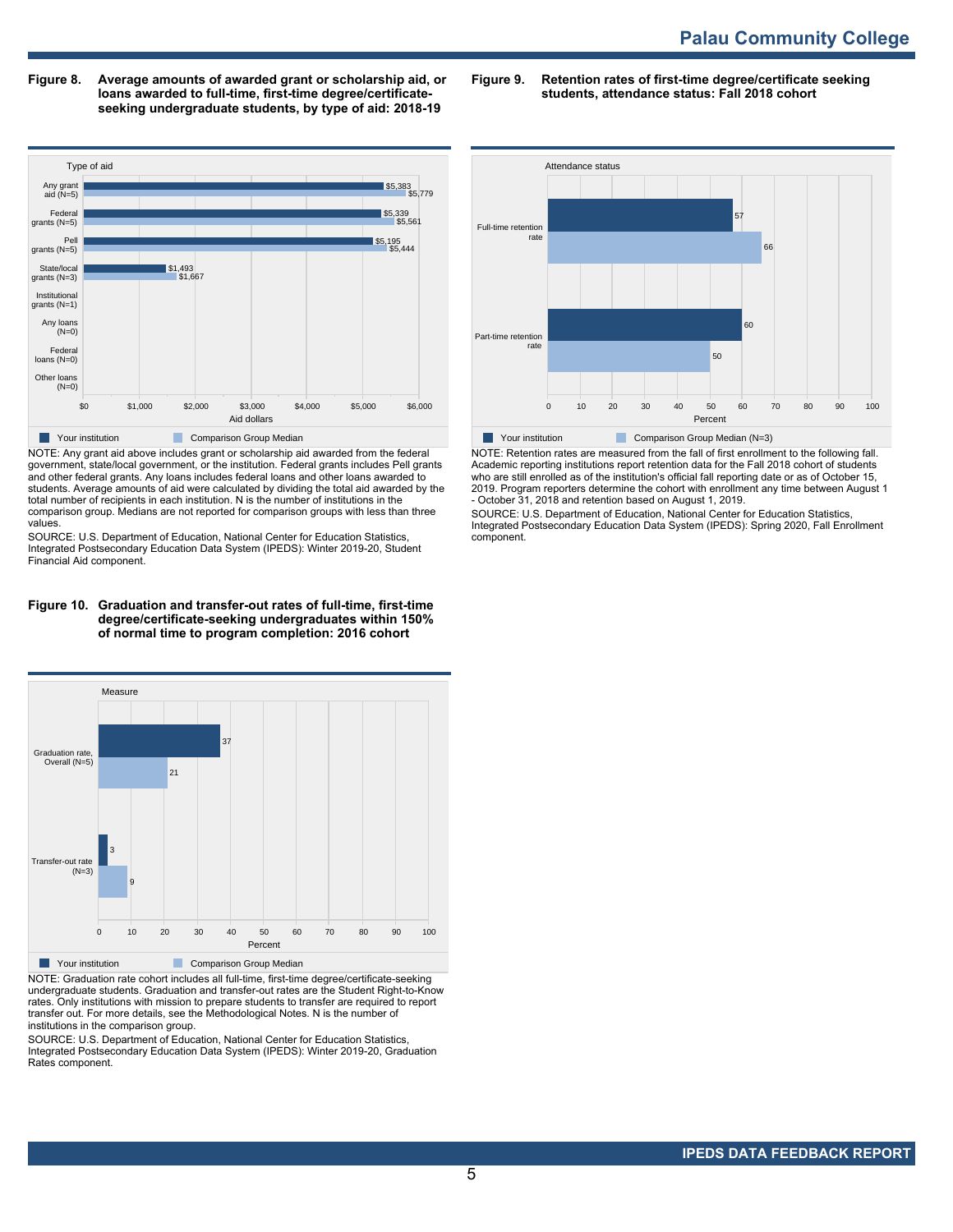**Figure 8. Average amounts of awarded grant or scholarship aid, or loans awarded to full-time, first-time degree/certificate-seeking undergraduate students, by type of aid: 2018-19**

Type of aid

Any grant aid (N=5)
$5,383
$5,779

Federal grants (N=5)
$5,339
$5,561

Pell grants (N=5)
$5,195
$5,444

State/local grants (N=3)
$1,493
$1,667

Institutional grants (N=1)

Any loans (N=0)

Federal loans (N=0)

Other loans (N=0)

$0 $1,000 $2,000 $3,000 $4,000 $5,000 $6,000

Aid dollars

Your institution    Comparison Group Median

NOTE: Any grant aid above includes grant or scholarship aid awarded from the federal government, state/local government, or the institution. Federal grants includes Pell grants and other federal grants. Any loans includes federal loans and other loans awarded to students. Average amounts of aid were calculated by dividing the total aid awarded by the total number of recipients in each institution. N is the number of institutions in the comparison group. Medians are not reported for comparison groups with less than three values.

SOURCE: U.S. Department of Education, National Center for Education Statistics, Integrated Postsecondary Education Data System (IPEDS): Winter 2019-20, Student Financial Aid component.

**Figure 9. Retention rates of first-time degree/certificate seeking students, attendance status: Fall 2018 cohort**

Attendance status

Full-time retention rate
57
66

Part-time retention rate
60
50

0 10 20 30 40 50 60 70 80 90 100

Percent

Your institution    Comparison Group Median (N=3)

NOTE: Retention rates are measured from the fall of first enrollment to the following fall. Academic reporting institutions report retention data for the Fall 2018 cohort of students who are still enrolled as of the institution's official fall reporting date or as of October 15, 2019. Program reporters determine the cohort with enrollment any time between August 1 - October 31, 2018 and retention based on August 1, 2019.

SOURCE: U.S. Department of Education, National Center for Education Statistics, Integrated Postsecondary Education Data System (IPEDS): Spring 2020, Fall Enrollment component.

**Figure 10. Graduation and transfer-out rates of full-time, first-time degree/certificate-seeking undergraduates within 150% of normal time to program completion: 2016 cohort**

Measure

Graduation rate, Overall (N=5)
37
21

Transfer-out rate (N=3)
3
9

0 10 20 30 40 50 60 70 80 90 100

Percent

Your institution    Comparison Group Median

NOTE: Graduation rate cohort includes all full-time, first-time degree/certificate-seeking undergraduate students. Graduation and transfer-out rates are the Student Right-to-Know rates. Only institutions with mission to prepare students to transfer are required to report transfer out. For more details, see the Methodological Notes. N is the number of institutions in the comparison group.

SOURCE: U.S. Department of Education, National Center for Education Statistics, Integrated Postsecondary Education Data System (IPEDS): Winter 2019-20, Graduation Rates component.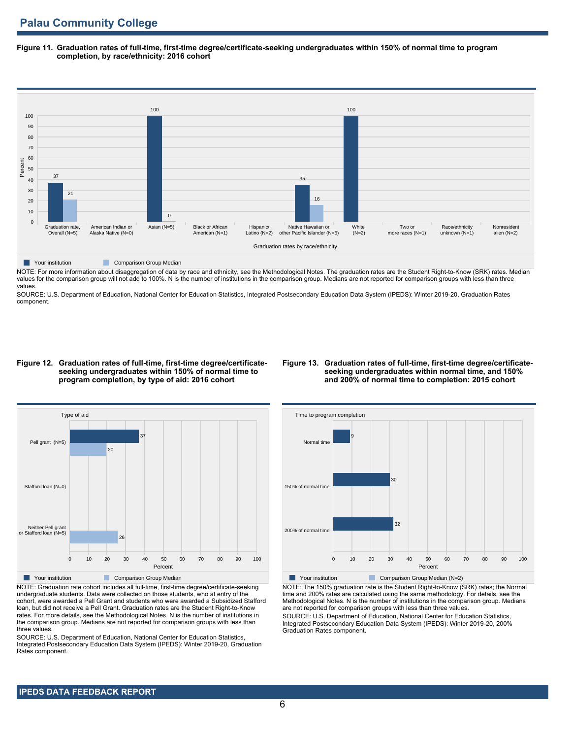## Palau Community College

**Figure 11. Graduation rates of full-time, first-time degree/certificate-seeking undergraduates within 150% of normal time to program completion, by race/ethnicity: 2016 cohort**

Percent

100
90
80
70
60
50
40
30
20
10
0

37
21
100
0
35
16
100

Graduation rate, Overall (N=5)
American Indian or Alaska Native (N=0)
Asian (N=5)
Black or African American (N=1)
Hispanic/ Latino (N=2)
Native Hawaiian or other Pacific Islander (N=5)
White (N=2)
Two or more races (N=1)
Race/ethnicity unknown (N=1)
Nonresident alien (N=2)

Graduation rates by race/ethnicity

Your institution
Comparison Group Median

NOTE: For more information about disaggregation of data by race and ethnicity, see the Methodological Notes. The graduation rates are the Student Right-to-Know (SRK) rates. Median values for the comparison group will not add to 100%. N is the number of institutions in the comparison group. Medians are not reported for comparison groups with less than three values.

SOURCE: U.S. Department of Education, National Center for Education Statistics, Integrated Postsecondary Education Data System (IPEDS): Winter 2019-20, Graduation Rates component.

**Figure 12. Graduation rates of full-time, first-time degree/certificate-seeking undergraduates within 150% of normal time to program completion, by type of aid: 2016 cohort**

Type of aid

Pell grant (N=5)
37
20

Stafford loan (N=0)

Neither Pell grant or Stafford loan (N=5)
26

0 10 20 30 40 50 60 70 80 90 100

Percent

Your institution
Comparison Group Median

NOTE: Graduation rate cohort includes all full-time, first-time degree/certificate-seeking undergraduate students. Data were collected on those students, who at entry of the cohort, were awarded a Pell Grant and students who were awarded a Subsidized Stafford loan, but did not receive a Pell Grant. Graduation rates are the Student Right-to-Know rates. For more details, see the Methodological Notes. N is the number of institutions in the comparison group. Medians are not reported for comparison groups with less than three values.

SOURCE: U.S. Department of Education, National Center for Education Statistics, Integrated Postsecondary Education Data System (IPEDS): Winter 2019-20, Graduation Rates component.

**Figure 13. Graduation rates of full-time, first-time degree/certificate-seeking undergraduates within normal time, and 150% and 200% of normal time to completion: 2015 cohort**

Time to program completion

Normal time
9

150% of normal time
30

200% of normal time
32

0 10 20 30 40 50 60 70 80 90 100

Percent

Your institution
Comparison Group Median (N=2)

NOTE: The 150% graduation rate is the Student Right-to-Know (SRK) rates; the Normal time and 200% rates are calculated using the same methodology. For details, see the Methodological Notes. N is the number of institutions in the comparison group. Medians are not reported for comparison groups with less than three values.

SOURCE: U.S. Department of Education, National Center for Education Statistics, Integrated Postsecondary Education Data System (IPEDS): Winter 2019-20, 200% Graduation Rates component.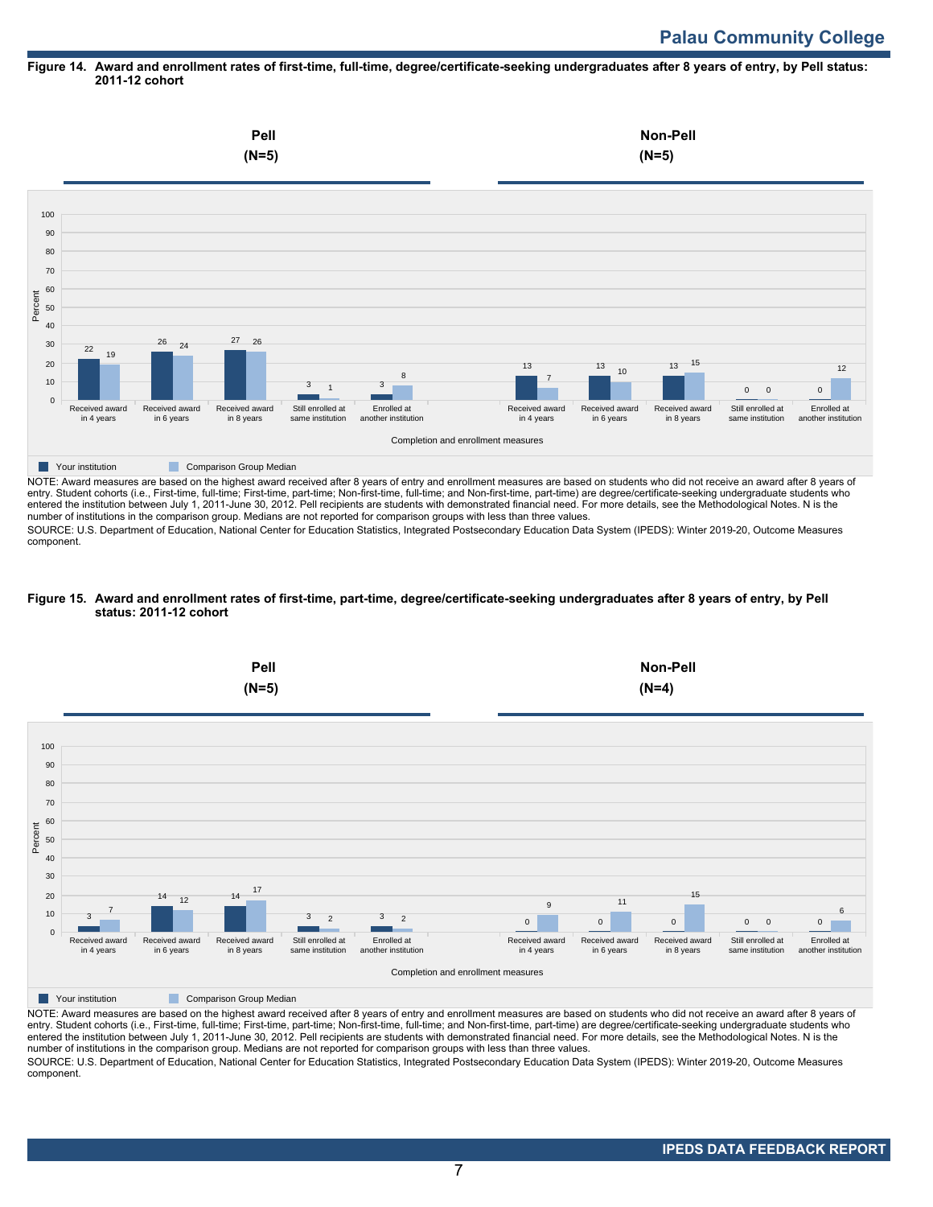**Figure 14. Award and enrollment rates of first-time, full-time, degree/certificate-seeking undergraduates after 8 years of entry, by Pell status: 2011-12 cohort**

Pell
(N=5)

Non-Pell
(N=5)

Percent

100
90
80
70
60
50
40
30
20
10
0

22 19
26 24
27 26
3 1
3 8
13 7
13 10
13 15
0 0
0 12

Received award in 4 years
Received award in 6 years
Received award in 8 years
Still enrolled at same institution
Enrolled at another institution

Completion and enrollment measures

Your institution
Comparison Group Median

NOTE: Award measures are based on the highest award received after 8 years of entry and enrollment measures are based on students who did not receive an award after 8 years of entry. Student cohorts (i.e., First-time, full-time; First-time, part-time; Non-first-time, full-time; and Non-first-time, part-time) are degree/certificate-seeking undergraduate students who entered the institution between July 1, 2011-June 30, 2012. Pell recipients are students with demonstrated financial need. For more details, see the Methodological Notes. N is the number of institutions in the comparison group. Medians are not reported for comparison groups with less than three values.

SOURCE: U.S. Department of Education, National Center for Education Statistics, Integrated Postsecondary Education Data System (IPEDS): Winter 2019-20, Outcome Measures component.

**Figure 15. Award and enrollment rates of first-time, part-time, degree/certificate-seeking undergraduates after 8 years of entry, by Pell status: 2011-12 cohort**

Pell
(N=5)

Non-Pell
(N=4)

Percent

100
90
80
70
60
50
40
30
20
10
0

3 7
14 12
14 17
3 2
3 2
0 9
0 11
0 15
0 0
0 6

Received award in 4 years
Received award in 6 years
Received award in 8 years
Still enrolled at same institution
Enrolled at another institution

Completion and enrollment measures

Your institution
Comparison Group Median

NOTE: Award measures are based on the highest award received after 8 years of entry and enrollment measures are based on students who did not receive an award after 8 years of entry. Student cohorts (i.e., First-time, full-time; First-time, part-time; Non-first-time, full-time; and Non-first-time, part-time) are degree/certificate-seeking undergraduate students who entered the institution between July 1, 2011-June 30, 2012. Pell recipients are students with demonstrated financial need. For more details, see the Methodological Notes. N is the number of institutions in the comparison group. Medians are not reported for comparison groups with less than three values.

SOURCE: U.S. Department of Education, National Center for Education Statistics, Integrated Postsecondary Education Data System (IPEDS): Winter 2019-20, Outcome Measures component.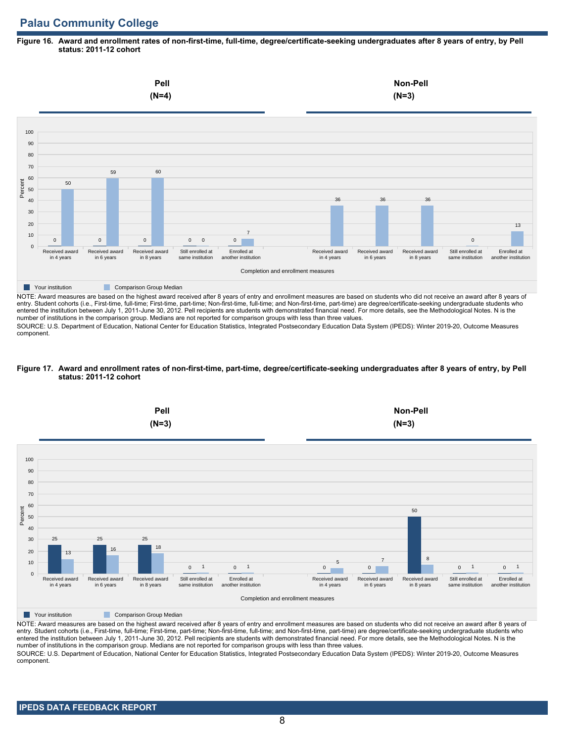## Palau Community College

**Figure 16. Award and enrollment rates of non-first-time, full-time, degree/certificate-seeking undergraduates after 8 years of entry, by Pell status: 2011-12 cohort**

| | Pell (N=4) | | Non-Pell (N=3) | |
|---|---|---|---|---|
| Completion and enrollment measures | Your institution | Comparison Group Median | Your institution | Comparison Group Median |
| Received award in 4 years | 0 | 50 | | 36 |
| Received award in 6 years | 0 | 59 | | 36 |
| Received award in 8 years | 0 | 60 | | 36 |
| Still enrolled at same institution | 0 | 0 | | 0 |
| Enrolled at another institution | 0 | 7 | | 13 |

NOTE: Award measures are based on the highest award received after 8 years of entry and enrollment measures are based on students who did not receive an award after 8 years of entry. Student cohorts (i.e., First-time, full-time; First-time, part-time; Non-first-time, full-time; and Non-first-time, part-time) are degree/certificate-seeking undergraduate students who entered the institution between July 1, 2011-June 30, 2012. Pell recipients are students with demonstrated financial need. For more details, see the Methodological Notes. N is the number of institutions in the comparison group. Medians are not reported for comparison groups with less than three values.

SOURCE: U.S. Department of Education, National Center for Education Statistics, Integrated Postsecondary Education Data System (IPEDS): Winter 2019-20, Outcome Measures component.

**Figure 17. Award and enrollment rates of non-first-time, part-time, degree/certificate-seeking undergraduates after 8 years of entry, by Pell status: 2011-12 cohort**

| | Pell (N=3) | | Non-Pell (N=3) | |
|---|---|---|---|---|
| Completion and enrollment measures | Your institution | Comparison Group Median | Your institution | Comparison Group Median |
| Received award in 4 years | 25 | 13 | 0 | 5 |
| Received award in 6 years | 25 | 16 | 0 | 7 |
| Received award in 8 years | 25 | 18 | 50 | 8 |
| Still enrolled at same institution | 0 | 1 | 0 | 1 |
| Enrolled at another institution | 0 | 1 | 0 | 1 |

NOTE: Award measures are based on the highest award received after 8 years of entry and enrollment measures are based on students who did not receive an award after 8 years of entry. Student cohorts (i.e., First-time, full-time; First-time, part-time; Non-first-time, full-time; and Non-first-time, part-time) are degree/certificate-seeking undergraduate students who entered the institution between July 1, 2011-June 30, 2012. Pell recipients are students with demonstrated financial need. For more details, see the Methodological Notes. N is the number of institutions in the comparison group. Medians are not reported for comparison groups with less than three values.

SOURCE: U.S. Department of Education, National Center for Education Statistics, Integrated Postsecondary Education Data System (IPEDS): Winter 2019-20, Outcome Measures component.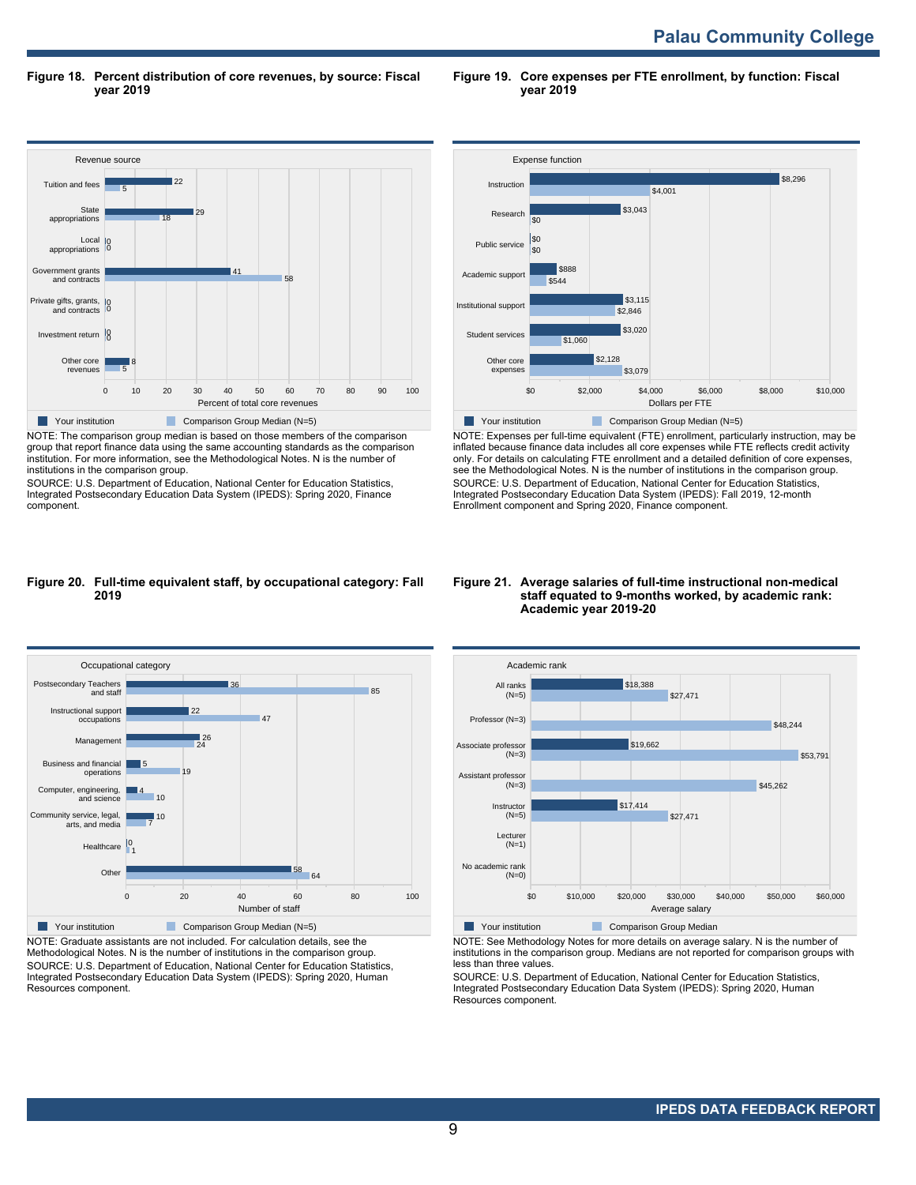**Figure 18. Percent distribution of core revenues, by source: Fiscal year 2019**

Revenue source

Tuition and fees 22 5

State appropriations 29 18

Local appropriations 0 0

Government grants and contracts 41 58

Private gifts, grants, and contracts 0 0

Investment return 0 0

Other core revenues 8 5

0 10 20 30 40 50 60 70 80 90 100

Percent of total core revenues

Your institution    Comparison Group Median (N=5)

NOTE: The comparison group median is based on those members of the comparison group that report finance data using the same accounting standards as the comparison institution. For more information, see the Methodological Notes. N is the number of institutions in the comparison group.
SOURCE: U.S. Department of Education, National Center for Education Statistics, Integrated Postsecondary Education Data System (IPEDS): Spring 2020, Finance component.

**Figure 19. Core expenses per FTE enrollment, by function: Fiscal year 2019**

Expense function

Instruction $8,296 $4,001

Research $3,043 $0

Public service $0 $0

Academic support $888 $544

Institutional support $3,115 $2,846

Student services $3,020 $1,060

Other core expenses $2,128 $3,079

$0 $2,000 $4,000 $6,000 $8,000 $10,000

Dollars per FTE

Your institution    Comparison Group Median (N=5)

NOTE: Expenses per full-time equivalent (FTE) enrollment, particularly instruction, may be inflated because finance data includes all core expenses while FTE reflects credit activity only. For details on calculating FTE enrollment and a detailed definition of core expenses, see the Methodological Notes. N is the number of institutions in the comparison group.
SOURCE: U.S. Department of Education, National Center for Education Statistics, Integrated Postsecondary Education Data System (IPEDS): Fall 2019, 12-month Enrollment component and Spring 2020, Finance component.

**Figure 20. Full-time equivalent staff, by occupational category: Fall 2019**

Occupational category

Postsecondary Teachers and staff 36 85

Instructional support occupations 22 47

Management 26 24

Business and financial operations 5 19

Computer, engineering, and science 4 10

Community service, legal, arts, and media 10 7

Healthcare 0 1

Other 58 64

0 20 40 60 80 100

Number of staff

Your institution    Comparison Group Median (N=5)

NOTE: Graduate assistants are not included. For calculation details, see the Methodological Notes. N is the number of institutions in the comparison group.
SOURCE: U.S. Department of Education, National Center for Education Statistics, Integrated Postsecondary Education Data System (IPEDS): Spring 2020, Human Resources component.

**Figure 21. Average salaries of full-time instructional non-medical staff equated to 9-months worked, by academic rank: Academic year 2019-20**

Academic rank

All ranks (N=5) $18,388 $27,471

Professor (N=3) $48,244

Associate professor (N=3) $19,662 $53,791

Assistant professor (N=3) $45,262

Instructor (N=5) $17,414 $27,471

Lecturer (N=1)

No academic rank (N=0)

$0 $10,000 $20,000 $30,000 $40,000 $50,000 $60,000

Average salary

Your institution    Comparison Group Median

NOTE: See Methodology Notes for more details on average salary. N is the number of institutions in the comparison group. Medians are not reported for comparison groups with less than three values.
SOURCE: U.S. Department of Education, National Center for Education Statistics, Integrated Postsecondary Education Data System (IPEDS): Spring 2020, Human Resources component.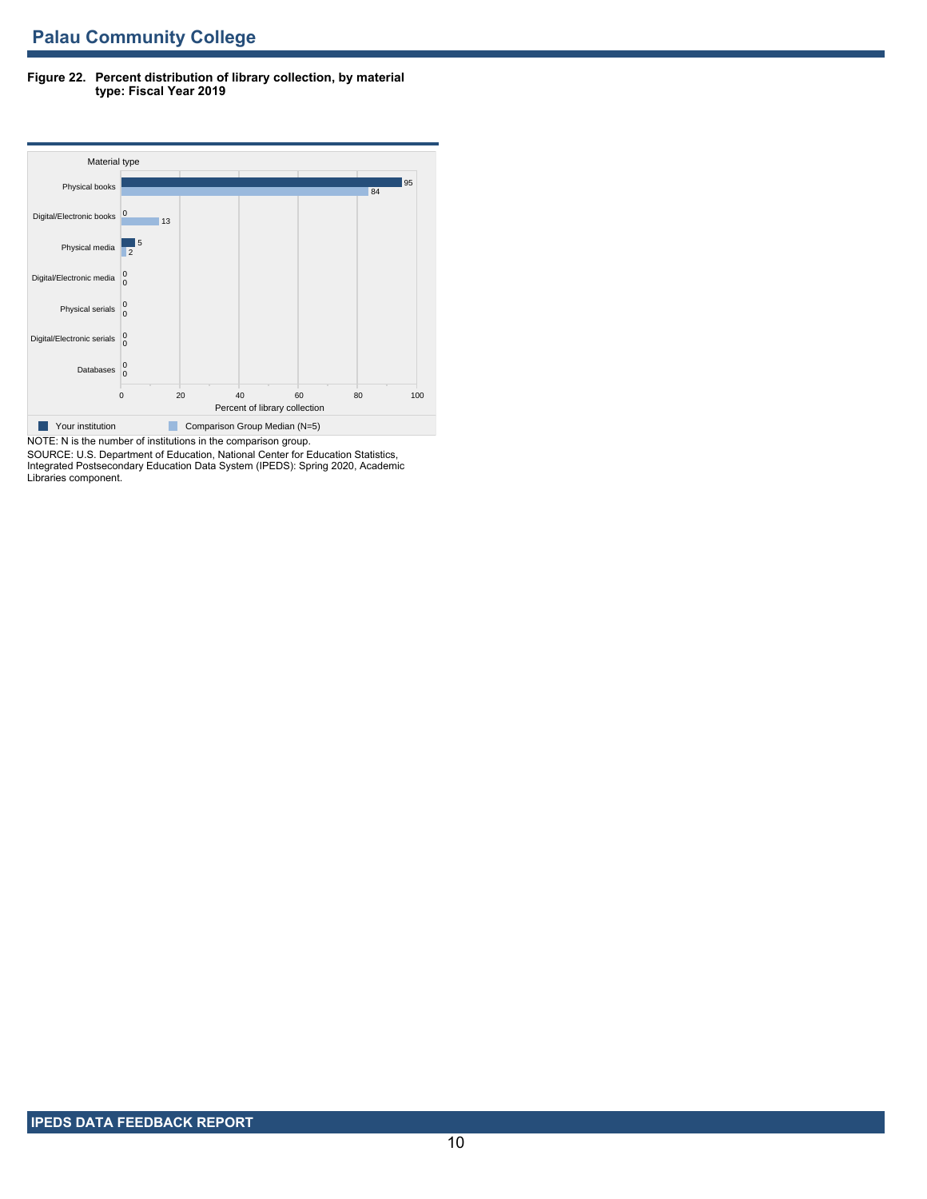## Palau Community College

**Figure 22. Percent distribution of library collection, by material type: Fiscal Year 2019**

Material type

Physical books
95
84

Digital/Electronic books
0
13

Physical media
5
2

Digital/Electronic media
0
0

Physical serials
0
0

Digital/Electronic serials
0
0

Databases
0
0

0 20 40 60 80 100

Percent of library collection

Your institution

Comparison Group Median (N=5)

NOTE: N is the number of institutions in the comparison group.

SOURCE: U.S. Department of Education, National Center for Education Statistics, Integrated Postsecondary Education Data System (IPEDS): Spring 2020, Academic Libraries component.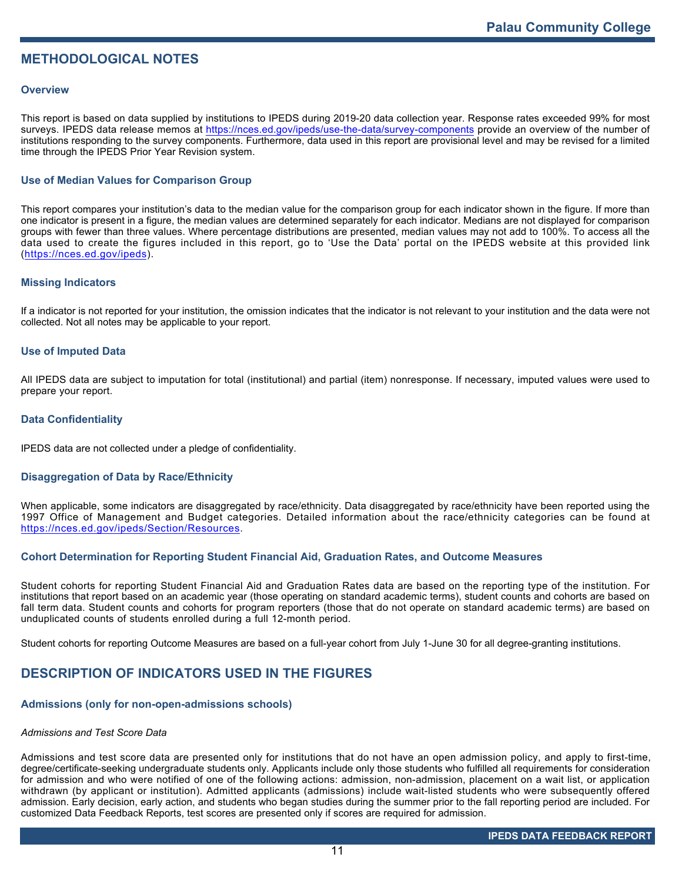## METHODOLOGICAL NOTES

### Overview

This report is based on data supplied by institutions to IPEDS during 2019-20 data collection year. Response rates exceeded 99% for most surveys. IPEDS data release memos at https://nces.ed.gov/ipeds/use-the-data/survey-components provide an overview of the number of institutions responding to the survey components. Furthermore, data used in this report are provisional level and may be revised for a limited time through the IPEDS Prior Year Revision system.

### Use of Median Values for Comparison Group

This report compares your institution's data to the median value for the comparison group for each indicator shown in the figure. If more than one indicator is present in a figure, the median values are determined separately for each indicator. Medians are not displayed for comparison groups with fewer than three values. Where percentage distributions are presented, median values may not add to 100%. To access all the data used to create the figures included in this report, go to 'Use the Data' portal on the IPEDS website at this provided link (https://nces.ed.gov/ipeds).

### Missing Indicators

If a indicator is not reported for your institution, the omission indicates that the indicator is not relevant to your institution and the data were not collected. Not all notes may be applicable to your report.

### Use of Imputed Data

All IPEDS data are subject to imputation for total (institutional) and partial (item) nonresponse. If necessary, imputed values were used to prepare your report.

### Data Confidentiality

IPEDS data are not collected under a pledge of confidentiality.

### Disaggregation of Data by Race/Ethnicity

When applicable, some indicators are disaggregated by race/ethnicity. Data disaggregated by race/ethnicity have been reported using the 1997 Office of Management and Budget categories. Detailed information about the race/ethnicity categories can be found at https://nces.ed.gov/ipeds/Section/Resources.

### Cohort Determination for Reporting Student Financial Aid, Graduation Rates, and Outcome Measures

Student cohorts for reporting Student Financial Aid and Graduation Rates data are based on the reporting type of the institution. For institutions that report based on an academic year (those operating on standard academic terms), student counts and cohorts are based on fall term data. Student counts and cohorts for program reporters (those that do not operate on standard academic terms) are based on unduplicated counts of students enrolled during a full 12-month period.

Student cohorts for reporting Outcome Measures are based on a full-year cohort from July 1-June 30 for all degree-granting institutions.

## DESCRIPTION OF INDICATORS USED IN THE FIGURES

### Admissions (only for non-open-admissions schools)

*Admissions and Test Score Data*

Admissions and test score data are presented only for institutions that do not have an open admission policy, and apply to first-time, degree/certificate-seeking undergraduate students only. Applicants include only those students who fulfilled all requirements for consideration for admission and who were notified of one of the following actions: admission, non-admission, placement on a wait list, or application withdrawn (by applicant or institution). Admitted applicants (admissions) include wait-listed students who were subsequently offered admission. Early decision, early action, and students who began studies during the summer prior to the fall reporting period are included. For customized Data Feedback Reports, test scores are presented only if scores are required for admission.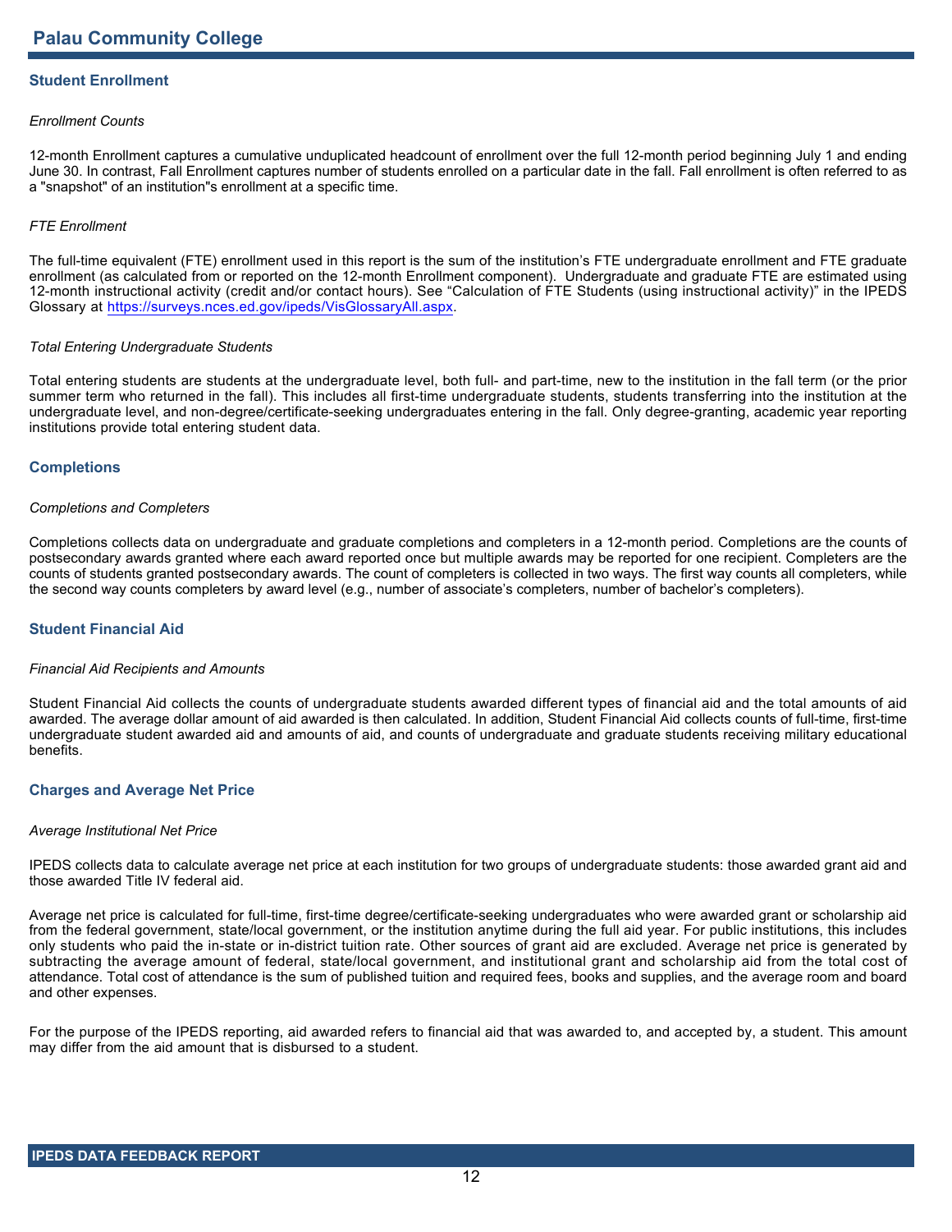# Palau Community College

## Student Enrollment

*Enrollment Counts*

12-month Enrollment captures a cumulative unduplicated headcount of enrollment over the full 12-month period beginning July 1 and ending June 30. In contrast, Fall Enrollment captures number of students enrolled on a particular date in the fall. Fall enrollment is often referred to as a "snapshot" of an institution"s enrollment at a specific time.

*FTE Enrollment*

The full-time equivalent (FTE) enrollment used in this report is the sum of the institution's FTE undergraduate enrollment and FTE graduate enrollment (as calculated from or reported on the 12-month Enrollment component). Undergraduate and graduate FTE are estimated using 12-month instructional activity (credit and/or contact hours). See "Calculation of FTE Students (using instructional activity)" in the IPEDS Glossary at https://surveys.nces.ed.gov/ipeds/VisGlossaryAll.aspx.

*Total Entering Undergraduate Students*

Total entering students are students at the undergraduate level, both full- and part-time, new to the institution in the fall term (or the prior summer term who returned in the fall). This includes all first-time undergraduate students, students transferring into the institution at the undergraduate level, and non-degree/certificate-seeking undergraduates entering in the fall. Only degree-granting, academic year reporting institutions provide total entering student data.

## Completions

*Completions and Completers*

Completions collects data on undergraduate and graduate completions and completers in a 12-month period. Completions are the counts of postsecondary awards granted where each award reported once but multiple awards may be reported for one recipient. Completers are the counts of students granted postsecondary awards. The count of completers is collected in two ways. The first way counts all completers, while the second way counts completers by award level (e.g., number of associate's completers, number of bachelor's completers).

## Student Financial Aid

*Financial Aid Recipients and Amounts*

Student Financial Aid collects the counts of undergraduate students awarded different types of financial aid and the total amounts of aid awarded. The average dollar amount of aid awarded is then calculated. In addition, Student Financial Aid collects counts of full-time, first-time undergraduate student awarded aid and amounts of aid, and counts of undergraduate and graduate students receiving military educational benefits.

## Charges and Average Net Price

*Average Institutional Net Price*

IPEDS collects data to calculate average net price at each institution for two groups of undergraduate students: those awarded grant aid and those awarded Title IV federal aid.

Average net price is calculated for full-time, first-time degree/certificate-seeking undergraduates who were awarded grant or scholarship aid from the federal government, state/local government, or the institution anytime during the full aid year. For public institutions, this includes only students who paid the in-state or in-district tuition rate. Other sources of grant aid are excluded. Average net price is generated by subtracting the average amount of federal, state/local government, and institutional grant and scholarship aid from the total cost of attendance. Total cost of attendance is the sum of published tuition and required fees, books and supplies, and the average room and board and other expenses.

For the purpose of the IPEDS reporting, aid awarded refers to financial aid that was awarded to, and accepted by, a student. This amount may differ from the aid amount that is disbursed to a student.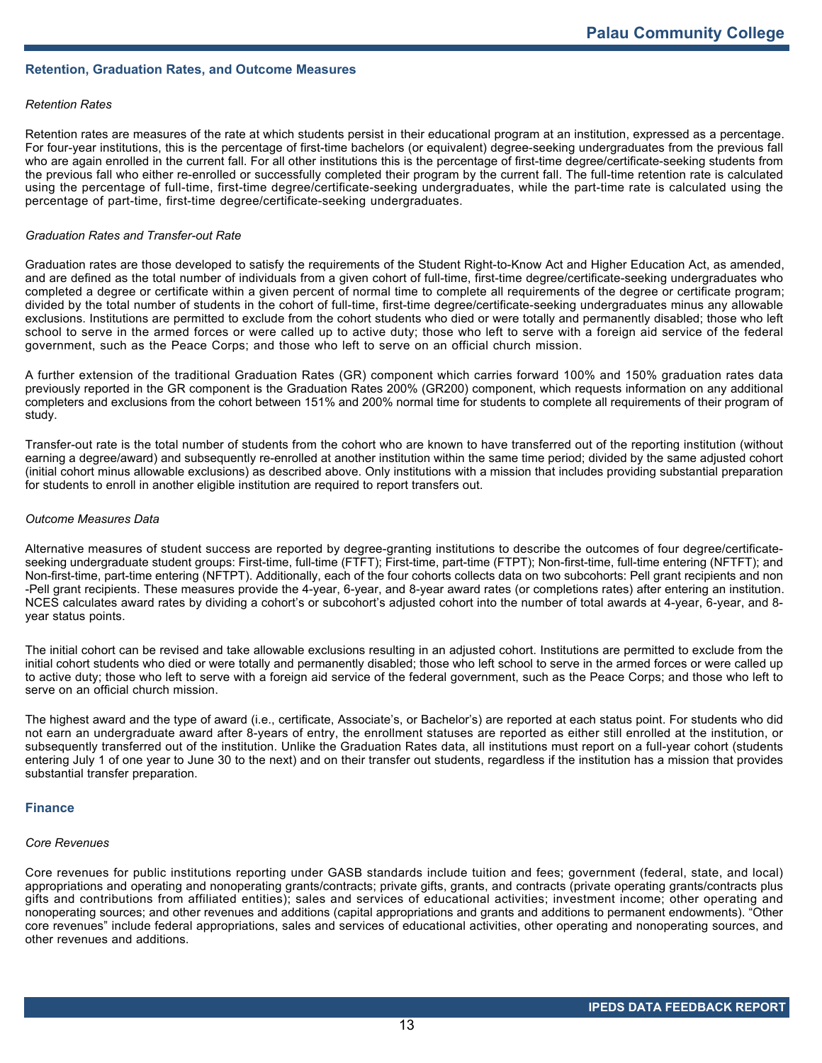## Retention, Graduation Rates, and Outcome Measures

*Retention Rates*

Retention rates are measures of the rate at which students persist in their educational program at an institution, expressed as a percentage. For four-year institutions, this is the percentage of first-time bachelors (or equivalent) degree-seeking undergraduates from the previous fall who are again enrolled in the current fall. For all other institutions this is the percentage of first-time degree/certificate-seeking students from the previous fall who either re-enrolled or successfully completed their program by the current fall. The full-time retention rate is calculated using the percentage of full-time, first-time degree/certificate-seeking undergraduates, while the part-time rate is calculated using the percentage of part-time, first-time degree/certificate-seeking undergraduates.

*Graduation Rates and Transfer-out Rate*

Graduation rates are those developed to satisfy the requirements of the Student Right-to-Know Act and Higher Education Act, as amended, and are defined as the total number of individuals from a given cohort of full-time, first-time degree/certificate-seeking undergraduates who completed a degree or certificate within a given percent of normal time to complete all requirements of the degree or certificate program; divided by the total number of students in the cohort of full-time, first-time degree/certificate-seeking undergraduates minus any allowable exclusions. Institutions are permitted to exclude from the cohort students who died or were totally and permanently disabled; those who left school to serve in the armed forces or were called up to active duty; those who left to serve with a foreign aid service of the federal government, such as the Peace Corps; and those who left to serve on an official church mission.

A further extension of the traditional Graduation Rates (GR) component which carries forward 100% and 150% graduation rates data previously reported in the GR component is the Graduation Rates 200% (GR200) component, which requests information on any additional completers and exclusions from the cohort between 151% and 200% normal time for students to complete all requirements of their program of study.

Transfer-out rate is the total number of students from the cohort who are known to have transferred out of the reporting institution (without earning a degree/award) and subsequently re-enrolled at another institution within the same time period; divided by the same adjusted cohort (initial cohort minus allowable exclusions) as described above. Only institutions with a mission that includes providing substantial preparation for students to enroll in another eligible institution are required to report transfers out.

*Outcome Measures Data*

Alternative measures of student success are reported by degree-granting institutions to describe the outcomes of four degree/certificate-seeking undergraduate student groups: First-time, full-time (FTFT); First-time, part-time (FTPT); Non-first-time, full-time entering (NFTFT); and Non-first-time, part-time entering (NFTPT). Additionally, each of the four cohorts collects data on two subcohorts: Pell grant recipients and non -Pell grant recipients. These measures provide the 4-year, 6-year, and 8-year award rates (or completions rates) after entering an institution. NCES calculates award rates by dividing a cohort's or subcohort's adjusted cohort into the number of total awards at 4-year, 6-year, and 8-year status points.

The initial cohort can be revised and take allowable exclusions resulting in an adjusted cohort. Institutions are permitted to exclude from the initial cohort students who died or were totally and permanently disabled; those who left school to serve in the armed forces or were called up to active duty; those who left to serve with a foreign aid service of the federal government, such as the Peace Corps; and those who left to serve on an official church mission.

The highest award and the type of award (i.e., certificate, Associate's, or Bachelor's) are reported at each status point. For students who did not earn an undergraduate award after 8-years of entry, the enrollment statuses are reported as either still enrolled at the institution, or subsequently transferred out of the institution. Unlike the Graduation Rates data, all institutions must report on a full-year cohort (students entering July 1 of one year to June 30 to the next) and on their transfer out students, regardless if the institution has a mission that provides substantial transfer preparation.

## Finance

*Core Revenues*

Core revenues for public institutions reporting under GASB standards include tuition and fees; government (federal, state, and local) appropriations and operating and nonoperating grants/contracts; private gifts, grants, and contracts (private operating grants/contracts plus gifts and contributions from affiliated entities); sales and services of educational activities; investment income; other operating and nonoperating sources; and other revenues and additions (capital appropriations and grants and additions to permanent endowments). "Other core revenues" include federal appropriations, sales and services of educational activities, other operating and nonoperating sources, and other revenues and additions.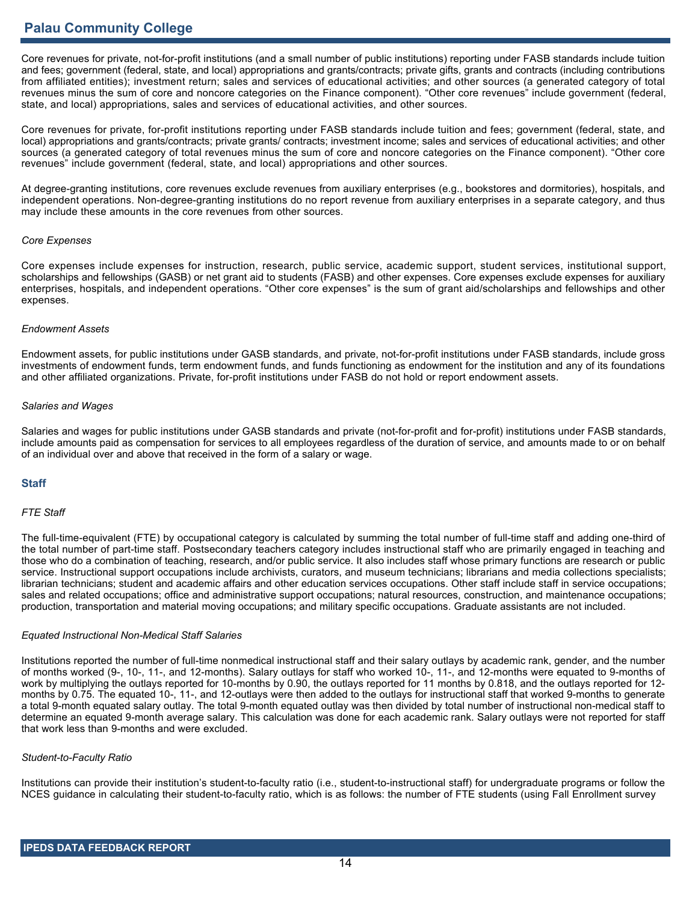Core revenues for private, not-for-profit institutions (and a small number of public institutions) reporting under FASB standards include tuition and fees; government (federal, state, and local) appropriations and grants/contracts; private gifts, grants and contracts (including contributions from affiliated entities); investment return; sales and services of educational activities; and other sources (a generated category of total revenues minus the sum of core and noncore categories on the Finance component). “Other core revenues” include government (federal, state, and local) appropriations, sales and services of educational activities, and other sources.

Core revenues for private, for-profit institutions reporting under FASB standards include tuition and fees; government (federal, state, and local) appropriations and grants/contracts; private grants/ contracts; investment income; sales and services of educational activities; and other sources (a generated category of total revenues minus the sum of core and noncore categories on the Finance component). “Other core revenues” include government (federal, state, and local) appropriations and other sources.

At degree-granting institutions, core revenues exclude revenues from auxiliary enterprises (e.g., bookstores and dormitories), hospitals, and independent operations. Non-degree-granting institutions do no report revenue from auxiliary enterprises in a separate category, and thus may include these amounts in the core revenues from other sources.

*Core Expenses*

Core expenses include expenses for instruction, research, public service, academic support, student services, institutional support, scholarships and fellowships (GASB) or net grant aid to students (FASB) and other expenses. Core expenses exclude expenses for auxiliary enterprises, hospitals, and independent operations. “Other core expenses” is the sum of grant aid/scholarships and fellowships and other expenses.

*Endowment Assets*

Endowment assets, for public institutions under GASB standards, and private, not-for-profit institutions under FASB standards, include gross investments of endowment funds, term endowment funds, and funds functioning as endowment for the institution and any of its foundations and other affiliated organizations. Private, for-profit institutions under FASB do not hold or report endowment assets.

*Salaries and Wages*

Salaries and wages for public institutions under GASB standards and private (not-for-profit and for-profit) institutions under FASB standards, include amounts paid as compensation for services to all employees regardless of the duration of service, and amounts made to or on behalf of an individual over and above that received in the form of a salary or wage.

## Staff

*FTE Staff*

The full-time-equivalent (FTE) by occupational category is calculated by summing the total number of full-time staff and adding one-third of the total number of part-time staff. Postsecondary teachers category includes instructional staff who are primarily engaged in teaching and those who do a combination of teaching, research, and/or public service. It also includes staff whose primary functions are research or public service. Instructional support occupations include archivists, curators, and museum technicians; librarians and media collections specialists; librarian technicians; student and academic affairs and other education services occupations. Other staff include staff in service occupations; sales and related occupations; office and administrative support occupations; natural resources, construction, and maintenance occupations; production, transportation and material moving occupations; and military specific occupations. Graduate assistants are not included.

*Equated Instructional Non-Medical Staff Salaries*

Institutions reported the number of full-time nonmedical instructional staff and their salary outlays by academic rank, gender, and the number of months worked (9-, 10-, 11-, and 12-months). Salary outlays for staff who worked 10-, 11-, and 12-months were equated to 9-months of work by multiplying the outlays reported for 10-months by 0.90, the outlays reported for 11 months by 0.818, and the outlays reported for 12-months by 0.75. The equated 10-, 11-, and 12-outlays were then added to the outlays for instructional staff that worked 9-months to generate a total 9-month equated salary outlay. The total 9-month equated outlay was then divided by total number of instructional non-medical staff to determine an equated 9-month average salary. This calculation was done for each academic rank. Salary outlays were not reported for staff that work less than 9-months and were excluded.

*Student-to-Faculty Ratio*

Institutions can provide their institution’s student-to-faculty ratio (i.e., student-to-instructional staff) for undergraduate programs or follow the NCES guidance in calculating their student-to-faculty ratio, which is as follows: the number of FTE students (using Fall Enrollment survey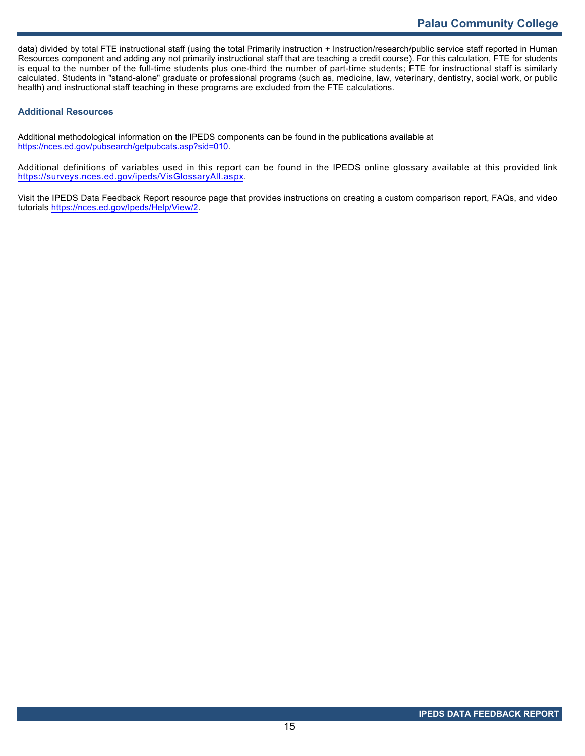data) divided by total FTE instructional staff (using the total Primarily instruction + Instruction/research/public service staff reported in Human Resources component and adding any not primarily instructional staff that are teaching a credit course). For this calculation, FTE for students is equal to the number of the full-time students plus one-third the number of part-time students; FTE for instructional staff is similarly calculated. Students in "stand-alone" graduate or professional programs (such as, medicine, law, veterinary, dentistry, social work, or public health) and instructional staff teaching in these programs are excluded from the FTE calculations.

### Additional Resources

Additional methodological information on the IPEDS components can be found in the publications available at https://nces.ed.gov/pubsearch/getpubcats.asp?sid=010.

Additional definitions of variables used in this report can be found in the IPEDS online glossary available at this provided link https://surveys.nces.ed.gov/ipeds/VisGlossaryAll.aspx.

Visit the IPEDS Data Feedback Report resource page that provides instructions on creating a custom comparison report, FAQs, and video tutorials https://nces.ed.gov/Ipeds/Help/View/2.